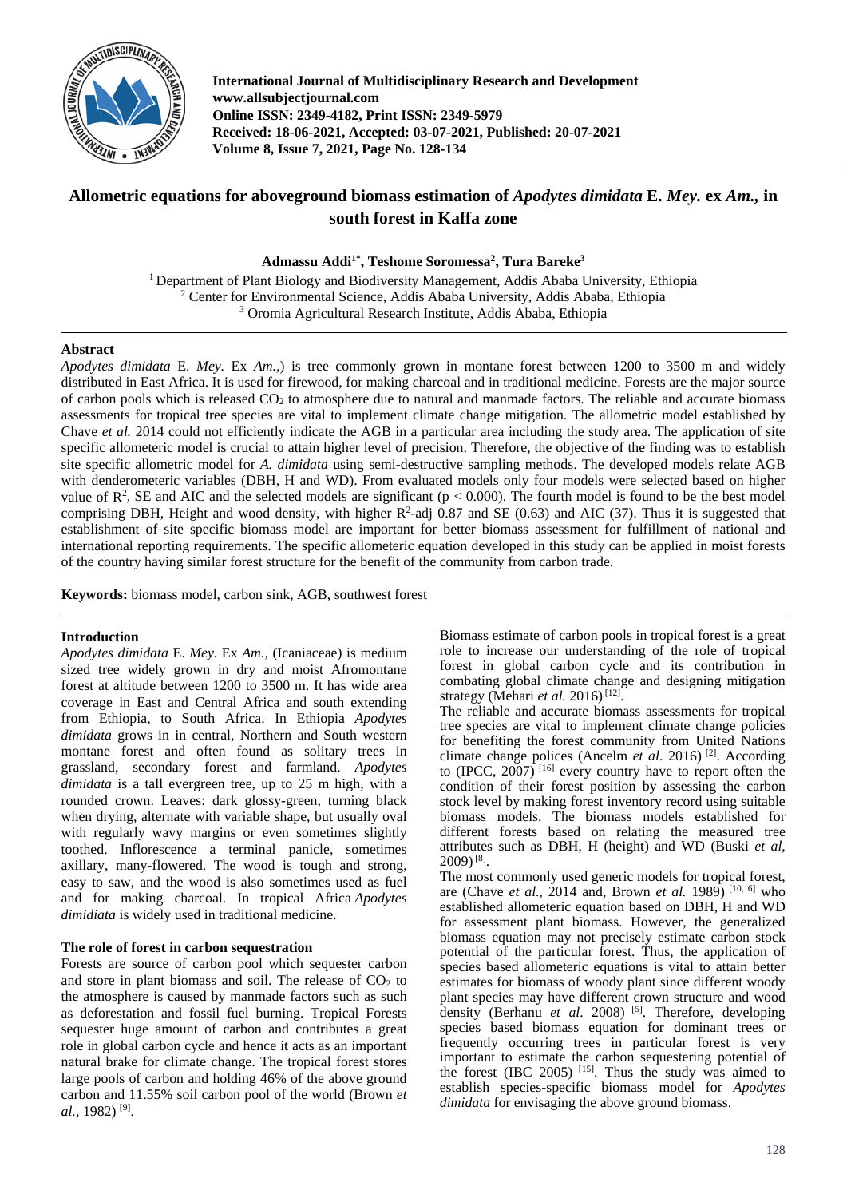# Allometric equations for aboveground biomass estimation of *Apodytes dimidata* E. *Mey.* ex *Am.*, in south forest in Kaffa zone

**Admassu Addi[1*], Teshome Soromessa[2], Tura Bareke[3]**

[1] Department of Plant Biology and Biodiversity Management, Addis Ababa University, Ethiopia
[2] Center for Environmental Science, Addis Ababa University, Addis Ababa, Ethiopia
[3] Oromia Agricultural Research Institute, Addis Ababa, Ethiopia

## Abstract

*Apodytes dimidata* E. *Mey*. Ex *Am.*,) is tree commonly grown in montane forest between 1200 to 3500 m and widely distributed in East Africa. It is used for firewood, for making charcoal and in traditional medicine. Forests are the major source of carbon pools which is released $CO_2$ to atmosphere due to natural and manmade factors. The reliable and accurate biomass assessments for tropical tree species are vital to implement climate change mitigation. The allometric model established by Chave *et al.* 2014 could not efficiently indicate the AGB in a particular area including the study area. The application of site specific allometeric model is crucial to attain higher level of precision. Therefore, the objective of the finding was to establish site specific allometric model for *A. dimidata* using semi-destructive sampling methods. The developed models relate AGB with denderometeric variables (DBH, H and WD). From evaluated models only four models were selected based on higher value of $R^2$, SE and AIC and the selected models are significant ($p < 0.000$). The fourth model is found to be the best model comprising DBH, Height and wood density, with higher $R^2$-adj 0.87 and SE (0.63) and AIC (37). Thus it is suggested that establishment of site specific biomass model are important for better biomass assessment for fulfillment of national and international reporting requirements. The specific allometeric equation developed in this study can be applied in moist forests of the country having similar forest structure for the benefit of the community from carbon trade.

**Keywords:** biomass model, carbon sink, AGB, southwest forest

## Introduction

*Apodytes dimidata* E. *Mey*. Ex *Am.,* (Icaniaceae) is medium sized tree widely grown in dry and moist Afromontane forest at altitude between 1200 to 3500 m. It has wide area coverage in East and Central Africa and south extending from Ethiopia, to South Africa. In Ethiopia *Apodytes dimidata* grows in in central, Northern and South western montane forest and often found as solitary trees in grassland, secondary forest and farmland. *Apodytes dimidata* is a tall evergreen tree, up to 25 m high, with a rounded crown. Leaves: dark glossy-green, turning black when drying, alternate with variable shape, but usually oval with regularly wavy margins or even sometimes slightly toothed. Inflorescence a terminal panicle, sometimes axillary, many-flowered. The wood is tough and strong, easy to saw, and the wood is also sometimes used as fuel and for making charcoal. In tropical Africa *Apodytes dimidiata* is widely used in traditional medicine.

### The role of forest in carbon sequestration

Forests are source of carbon pool which sequester carbon and store in plant biomass and soil. The release of $CO_2$ to the atmosphere is caused by manmade factors such as such as deforestation and fossil fuel burning. Tropical Forests sequester huge amount of carbon and contributes a great role in global carbon cycle and hence it acts as an important natural brake for climate change. The tropical forest stores large pools of carbon and holding 46% of the above ground carbon and 11.55% soil carbon pool of the world (Brown *et al.*, 1982) [9].

Biomass estimate of carbon pools in tropical forest is a great role to increase our understanding of the role of tropical forest in global carbon cycle and its contribution in combating global climate change and designing mitigation strategy (Mehari *et al.* 2016) [12].

The reliable and accurate biomass assessments for tropical tree species are vital to implement climate change policies for benefiting the forest community from United Nations climate change polices (Ancelm *et al*. 2016) [2]. According to (IPCC, 2007) [16] every country have to report often the condition of their forest position by assessing the carbon stock level by making forest inventory record using suitable biomass models. The biomass models established for different forests based on relating the measured tree attributes such as DBH, H (height) and WD (Buski *et al,* 2009) [8].

The most commonly used generic models for tropical forest, are (Chave *et al*., 2014 and, Brown *et al.* 1989) [10, 6] who established allometeric equation based on DBH, H and WD for assessment plant biomass. However, the generalized biomass equation may not precisely estimate carbon stock potential of the particular forest. Thus, the application of species based allometeric equations is vital to attain better estimates for biomass of woody plant since different woody plant species may have different crown structure and wood density (Berhanu *et al*. 2008) [5]. Therefore, developing species based biomass equation for dominant trees or frequently occurring trees in particular forest is very important to estimate the carbon sequestering potential of the forest (IBC 2005) [15]. Thus the study was aimed to establish species-specific biomass model for *Apodytes dimidata* for envisaging the above ground biomass.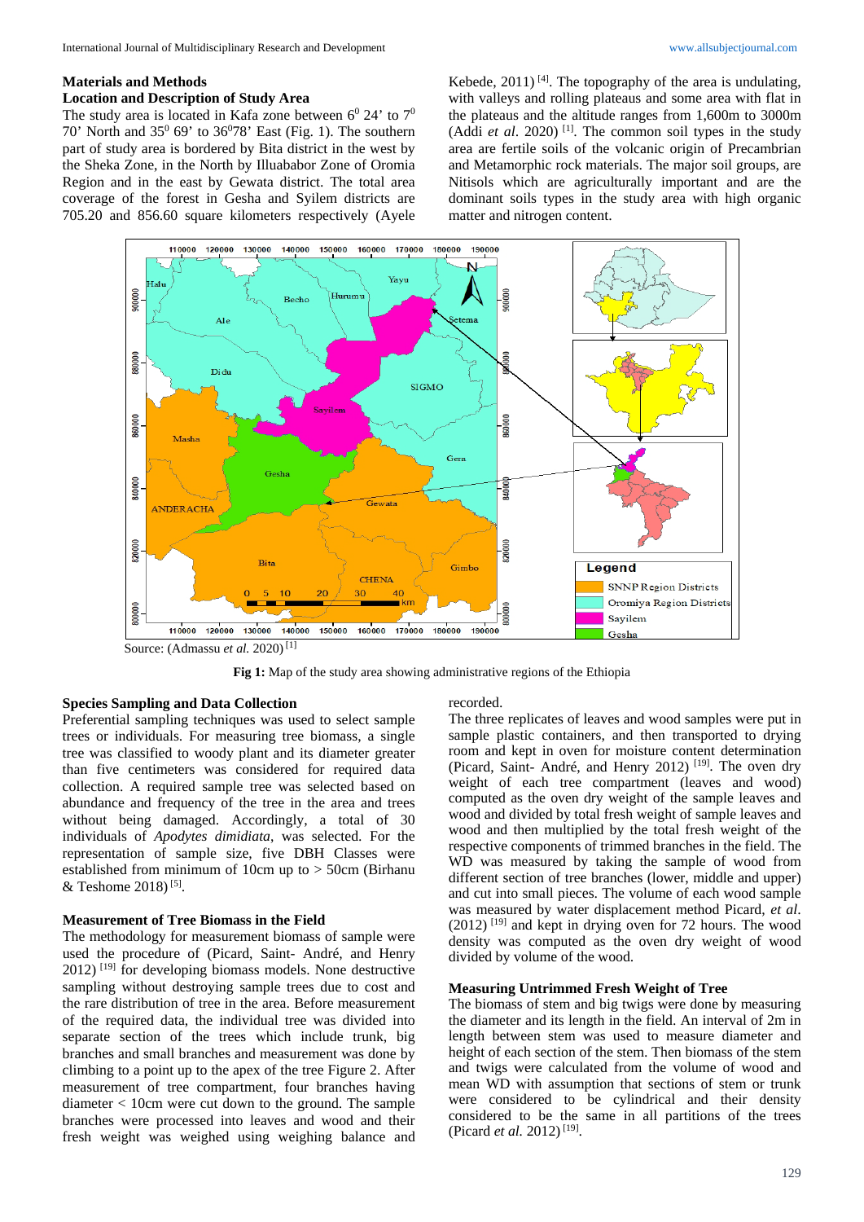## Materials and Methods

### Location and Description of Study Area

The study area is located in Kafa zone between $6^0$ 24' to $7^0$ 70' North and $35^0$ 69' to $36^0$78' East (Fig. 1). The southern part of study area is bordered by Bita district in the west by the Sheka Zone, in the North by Illuababor Zone of Oromia Region and in the east by Gewata district. The total area coverage of the forest in Gesha and Syilem districts are 705.20 and 856.60 square kilometers respectively (Ayele Kebede, 2011) [4]. The topography of the area is undulating, with valleys and rolling plateaus and some area with flat in the plateaus and the altitude ranges from 1,600m to 3000m (Addi *et al.* 2020) [1]. The common soil types in the study area are fertile soils of the volcanic origin of Precambrian and Metamorphic rock materials. The major soil groups, are Nitisols which are agriculturally important and are the dominant soils types in the study area with high organic matter and nitrogen content.

Source: (Admassu *et al.* 2020) [1]

**Fig 1:** Map of the study area showing administrative regions of the Ethiopia

### Species Sampling and Data Collection

Preferential sampling techniques was used to select sample trees or individuals. For measuring tree biomass, a single tree was classified to woody plant and its diameter greater than five centimeters was considered for required data collection. A required sample tree was selected based on abundance and frequency of the tree in the area and trees without being damaged. Accordingly, a total of 30 individuals of *Apodytes dimidiata*, was selected. For the representation of sample size, five DBH Classes were established from minimum of 10cm up to > 50cm (Birhanu & Teshome 2018) [5].

### Measurement of Tree Biomass in the Field

The methodology for measurement biomass of sample were used the procedure of (Picard, Saint- André, and Henry 2012) [19] for developing biomass models. None destructive sampling without destroying sample trees due to cost and the rare distribution of tree in the area. Before measurement of the required data, the individual tree was divided into separate section of the trees which include trunk, big branches and small branches and measurement was done by climbing to a point up to the apex of the tree Figure 2. After measurement of tree compartment, four branches having diameter < 10cm were cut down to the ground. The sample branches were processed into leaves and wood and their fresh weight was weighed using weighing balance and recorded.

The three replicates of leaves and wood samples were put in sample plastic containers, and then transported to drying room and kept in oven for moisture content determination (Picard, Saint- André, and Henry 2012) [19]. The oven dry weight of each tree compartment (leaves and wood) computed as the oven dry weight of the sample leaves and wood and divided by total fresh weight of sample leaves and wood and then multiplied by the total fresh weight of the respective components of trimmed branches in the field. The WD was measured by taking the sample of wood from different section of tree branches (lower, middle and upper) and cut into small pieces. The volume of each wood sample was measured by water displacement method Picard, *et al*. (2012) [19] and kept in drying oven for 72 hours. The wood density was computed as the oven dry weight of wood divided by volume of the wood.

### Measuring Untrimmed Fresh Weight of Tree

The biomass of stem and big twigs were done by measuring the diameter and its length in the field. An interval of 2m in length between stem was used to measure diameter and height of each section of the stem. Then biomass of the stem and twigs were calculated from the volume of wood and mean WD with assumption that sections of stem or trunk were considered to be cylindrical and their density considered to be the same in all partitions of the trees (Picard *et al.* 2012) [19].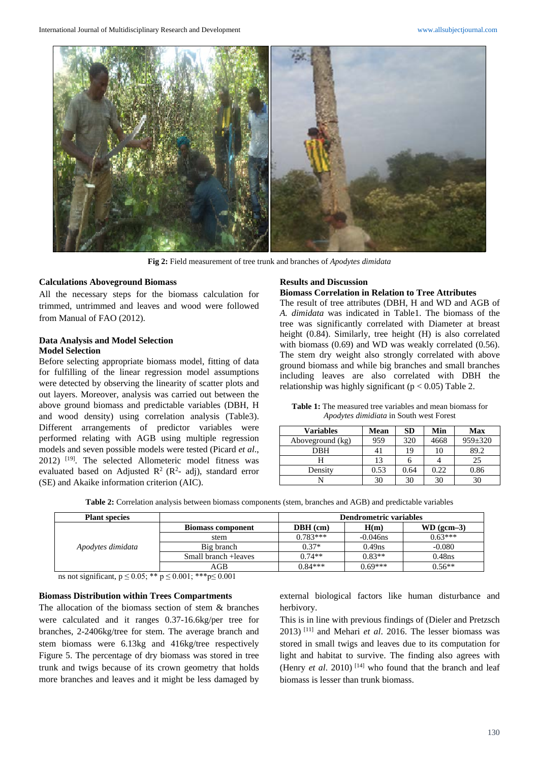Fig 2: Field measurement of tree trunk and branches of *Apodytes dimidata*

### Calculations Aboveground Biomass

All the necessary steps for the biomass calculation for trimmed, untrimmed and leaves and wood were followed from Manual of FAO (2012).

### Data Analysis and Model Selection

#### Model Selection

Before selecting appropriate biomass model, fitting of data for fulfilling of the linear regression model assumptions were detected by observing the linearity of scatter plots and out layers. Moreover, analysis was carried out between the above ground biomass and predictable variables (DBH, H and wood density) using correlation analysis (Table3). Different arrangements of predictor variables were performed relating with AGB using multiple regression models and seven possible models were tested (Picard *et al*., 2012) [19]. The selected Allometeric model fitness was evaluated based on Adjusted $R^2$ ($R^2$- adj), standard error (SE) and Akaike information criterion (AIC).

## Results and Discussion

### Biomass Correlation in Relation to Tree Attributes

The result of tree attributes (DBH, H and WD and AGB of *A. dimidata* was indicated in Table1. The biomass of the tree was significantly correlated with Diameter at breast height (0.84). Similarly, tree height (H) is also correlated with biomass (0.69) and WD was weakly correlated (0.56). The stem dry weight also strongly correlated with above ground biomass and while big branches and small branches including leaves are also correlated with DBH the relationship was highly significant ($p < 0.05$) Table 2.

**Table 1:** The measured tree variables and mean biomass for *Apodytes dimidiata* in South west Forest

| Variables | Mean | SD | Min | Max |
|---|---|---|---|---|
| Aboveground (kg) | 959 | 320 | 4668 | 959±320 |
| DBH | 41 | 19 | 10 | 89.2 |
| H | 13 | 6 | 4 | 25 |
| Density | 0.53 | 0.64 | 0.22 | 0.86 |
| N | 30 | 30 | 30 | 30 |

**Table 2:** Correlation analysis between biomass components (stem, branches and AGB) and predictable variables

| Plant species | | Dendrometric variables | | |
|---|---|---|---|---|
| | Biomass component | DBH (cm) | H(m) | WD (gcm–3) |
| *Apodytes dimidata* | stem | 0.783*** | -0.046ns | 0.63*** |
| | Big branch | 0.37* | 0.49ns | -0.080 |
| | Small branch +leaves | 0.74** | 0.83** | 0.48ns |
| | AGB | 0.84*** | 0.69*** | 0.56** |

ns not significant, p ≤ 0.05; ** p ≤ 0.001; ***p≤ 0.001

### Biomass Distribution within Trees Compartments

The allocation of the biomass section of stem & branches were calculated and it ranges 0.37-16.6kg/per tree for branches, 2-2406kg/tree for stem. The average branch and stem biomass were 6.13kg and 416kg/tree respectively Figure 5. The percentage of dry biomass was stored in tree trunk and twigs because of its crown geometry that holds more branches and leaves and it might be less damaged by external biological factors like human disturbance and herbivory.

This is in line with previous findings of (Dieler and Pretzsch 2013) [11] and Mehari *et al*. 2016. The lesser biomass was stored in small twigs and leaves due to its computation for light and habitat to survive. The finding also agrees with (Henry *et al*. 2010) [14] who found that the branch and leaf biomass is lesser than trunk biomass.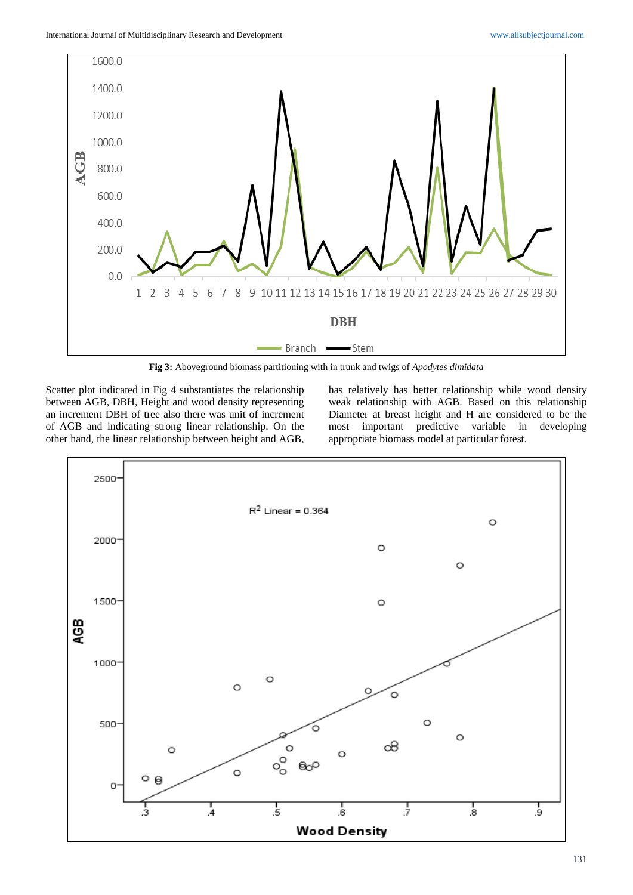**Fig 3:** Aboveground biomass partitioning with in trunk and twigs of *Apodytes dimidata*

Scatter plot indicated in Fig 4 substantiates the relationship between AGB, DBH, Height and wood density representing an increment DBH of tree also there was unit of increment of AGB and indicating strong linear relationship. On the other hand, the linear relationship between height and AGB, has relatively has better relationship while wood density weak relationship with AGB. Based on this relationship Diameter at breast height and H are considered to be the most important predictive variable in developing appropriate biomass model at particular forest.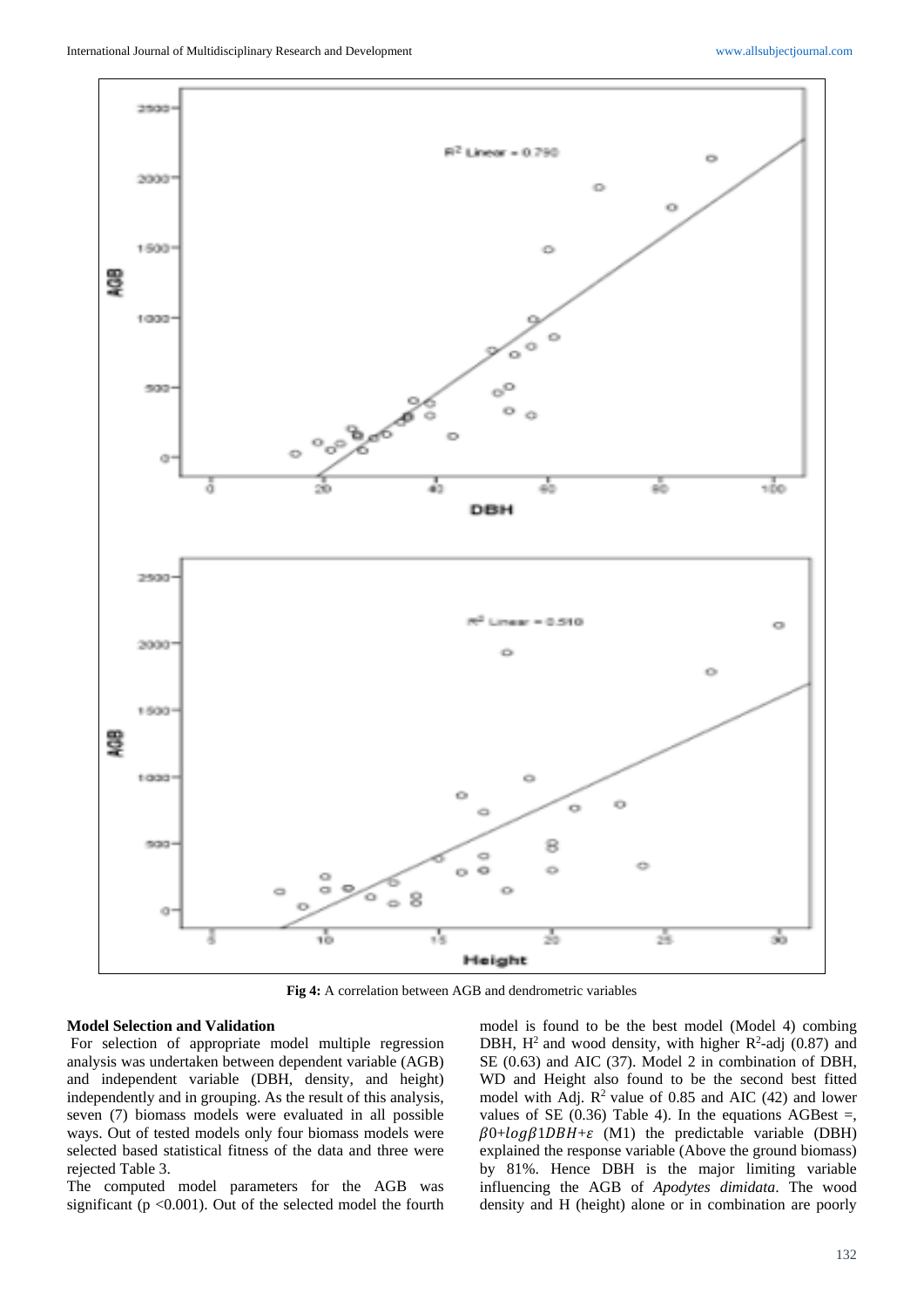Fig 4: A correlation between AGB and dendrometric variables

### Model Selection and Validation

For selection of appropriate model multiple regression analysis was undertaken between dependent variable (AGB) and independent variable (DBH, density, and height) independently and in grouping. As the result of this analysis, seven (7) biomass models were evaluated in all possible ways. Out of tested models only four biomass models were selected based statistical fitness of the data and three were rejected Table 3.

The computed model parameters for the AGB was significant ($p < 0.001$). Out of the selected model the fourth model is found to be the best model (Model 4) combing DBH, $H^2$ and wood density, with higher $R^2$-adj (0.87) and SE (0.63) and AIC (37). Model 2 in combination of DBH, WD and Height also found to be the second best fitted model with Adj. $R^2$ value of 0.85 and AIC (42) and lower values of SE (0.36) Table 4). In the equations AGBest =, $\beta 0+log\beta 1DBH+\varepsilon$ (M1) the predictable variable (DBH) explained the response variable (Above the ground biomass) by 81%. Hence DBH is the major limiting variable influencing the AGB of *Apodytes dimidata*. The wood density and H (height) alone or in combination are poorly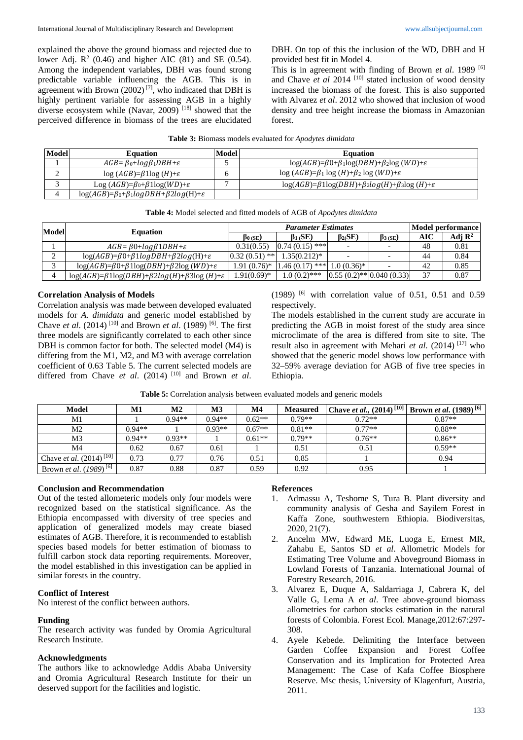explained the above the ground biomass and rejected due to lower Adj. $R^2$ (0.46) and higher AIC (81) and SE (0.54). Among the independent variables, DBH was found strong predictable variable influencing the AGB. This is in agreement with Brown (2002) [7], who indicated that DBH is highly pertinent variable for assessing AGB in a highly diverse ecosystem while (Navar, 2009) [18] showed that the perceived difference in biomass of the trees are elucidated DBH. On top of this the inclusion of the WD, DBH and H provided best fit in Model 4.

This is in agreement with finding of Brown *et al*. 1989 [6] and Chave *et al* 2014 [10] stated inclusion of wood density increased the biomass of the forest. This is also supported with Alvarez *et al*. 2012 who showed that inclusion of wood density and tree height increase the biomass in Amazonian forest.

**Table 3:** Biomass models evaluated for *Apodytes dimidata*

| Model | Equation | Model | Equation |
|---|---|---|---|
| 1 | $AGB=\beta_0+log\beta_1DBH+\varepsilon$ | 5 | $\log(AGB)=\beta0+\beta_1\log(DBH)+\beta_2\log(WD)+\varepsilon$ |
| 2 | $\log(AGB)=\beta1\log(H)+\varepsilon$ | 6 | $\log(AGB)=\beta_1\log(H)+\beta_2\log(WD)+\varepsilon$ |
| 3 | $\log(AGB)=\beta_0+\beta1\log(WD)+\varepsilon$ | 7 | $\log(AGB)=\beta1\log(DBH)+\beta2log(H)+\beta3\log(H)+\varepsilon$ |
| 4 | $\log(AGB)=\beta_0+\beta_1logDBH+\beta2log(H)+\varepsilon$ | | |

**Table 4:** Model selected and fitted models of AGB of *Apodytes dimidata*

| Model | Equation | *Parameter Estimates* | | | | Model performance | |
|---|---|---|---|---|---|---|---|
| | | $\beta_{0\,(SE)}$ | $\beta_{1\,(SE)}$ | $\beta_2$(SE) | $\beta_{3\,(SE)}$ | AIC | Adj $R^2$ |
| 1 | $AGB=\beta0+log\beta1DBH+\varepsilon$ | 0.31(0.55) | 0.74 (0.15) *** | - | - | 48 | 0.81 |
| 2 | $\log(AGB)=\beta0+\beta1logDBH+\beta2log(H)+\varepsilon$ | 0.32 (0.51) ** | 1.35(0.212)* | - | - | 44 | 0.84 |
| 3 | $\log(AGB)=\beta0+\beta1\log(DBH)+\beta2\log(WD)+\varepsilon$ | 1.91 (0.76)* | 1.46 (0.17) *** | 1.0 (0.36)* | - | 42 | 0.85 |
| 4 | $\log(AGB)=\beta1\log(DBH)+\beta2log(H)+\beta3\log(H)+\varepsilon$ | 1.91(0.69)* | 1.0 (0.2)*** | 0.55 (0.2)** | 0.040 (0.33) | 37 | 0.87 |

### Correlation Analysis of Models

Correlation analysis was made between developed evaluated models for *A. dimidata* and generic model established by Chave *et al*. (2014) [10] and Brown *et al*. (1989) [6]. The first three models are significantly correlated to each other since DBH is common factor for both. The selected model (M4) is differing from the M1, M2, and M3 with average correlation coefficient of 0.63 Table 5. The current selected models are differed from Chave *et al*. (2014) [10] and Brown *et al*. (1989) [6] with correlation value of 0.51, 0.51 and 0.59 respectively.

The models established in the current study are accurate in predicting the AGB in moist forest of the study area since microclimate of the area is differed from site to site. The result also in agreement with Mehari *et al*. (2014) [17] who showed that the generic model shows low performance with 32–59% average deviation for AGB of five tree species in Ethiopia.

**Table 5:** Correlation analysis between evaluated models and generic models

| Model | M1 | M2 | M3 | M4 | Measured | Chave *et al*., (2014) [10] | Brown *et al*. (1989) [6] |
|---|---|---|---|---|---|---|---|
| M1 | 1 | 0.94** | 0.94** | 0.62** | 0.79** | 0.72** | 0.87** |
| M2 | 0.94** | 1 | 0.93** | 0.67** | 0.81** | 0.77** | 0.88** |
| M3 | 0.94** | 0.93** | 1 | 0.61** | 0.79** | 0.76** | 0.86** |
| M4 | 0.62 | 0.67 | 0.61 | 1 | 0.51 | 0.51 | 0.59** |
| Chave *et al*. (2014) [10] | 0.73 | 0.77 | 0.76 | 0.51 | 0.85 | 1 | 0.94 |
| Brown *et al*. (*1989*) [6] | 0.87 | 0.88 | 0.87 | 0.59 | 0.92 | 0.95 | 1 |

### Conclusion and Recommendation

Out of the tested allometeric models only four models were recognized based on the statistical significance. As the Ethiopia encompassed with diversity of tree species and application of generalized models may create biased estimates of AGB. Therefore, it is recommended to establish species based models for better estimation of biomass to fulfill carbon stock data reporting requirements. Moreover, the model established in this investigation can be applied in similar forests in the country.

### Conflict of Interest

No interest of the conflict between authors.

### Funding

The research activity was funded by Oromia Agricultural Research Institute.

### Acknowledgments

The authors like to acknowledge Addis Ababa University and Oromia Agricultural Research Institute for their un deserved support for the facilities and logistic.

### References

1. Admassu A, Teshome S, Tura B. Plant diversity and community analysis of Gesha and Sayilem Forest in Kaffa Zone, southwestern Ethiopia. Biodiversitas, 2020, 21(7).
2. Ancelm MW, Edward ME, Luoga E, Ernest MR, Zahabu E, Santos SD *et al*. Allometric Models for Estimating Tree Volume and Aboveground Biomass in Lowland Forests of Tanzania. International Journal of Forestry Research, 2016.
3. Alvarez E, Duque A, Saldarriaga J, Cabrera K, del Valle G, Lema A *et al*. Tree above-ground biomass allometries for carbon stocks estimation in the natural forests of Colombia. Forest Ecol. Manage,2012:67:297-308.
4. Ayele Kebede. Delimiting the Interface between Garden Coffee Expansion and Forest Coffee Conservation and its Implication for Protected Area Management: The Case of Kafa Coffee Biosphere Reserve. Msc thesis, University of Klagenfurt, Austria, 2011.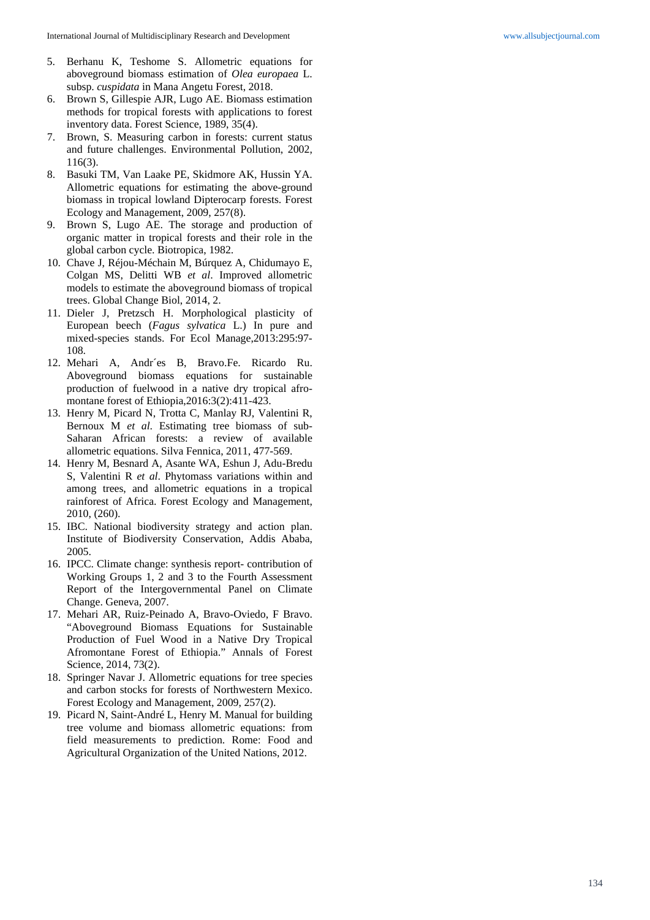5. Berhanu K, Teshome S. Allometric equations for aboveground biomass estimation of *Olea europaea* L. subsp. *cuspidata* in Mana Angetu Forest, 2018.
6. Brown S, Gillespie AJR, Lugo AE. Biomass estimation methods for tropical forests with applications to forest inventory data. Forest Science, 1989, 35(4).
7. Brown, S. Measuring carbon in forests: current status and future challenges. Environmental Pollution, 2002, 116(3).
8. Basuki TM, Van Laake PE, Skidmore AK, Hussin YA. Allometric equations for estimating the above-ground biomass in tropical lowland Dipterocarp forests. Forest Ecology and Management, 2009, 257(8).
9. Brown S, Lugo AE. The storage and production of organic matter in tropical forests and their role in the global carbon cycle. Biotropica, 1982.
10. Chave J, Réjou-Méchain M, Búrquez A, Chidumayo E, Colgan MS, Delitti WB *et al*. Improved allometric models to estimate the aboveground biomass of tropical trees. Global Change Biol, 2014, 2.
11. Dieler J, Pretzsch H. Morphological plasticity of European beech (*Fagus sylvatica* L.) In pure and mixed-species stands. For Ecol Manage,2013:295:97-108.
12. Mehari A, Andr´es B, Bravo.Fe. Ricardo Ru. Aboveground biomass equations for sustainable production of fuelwood in a native dry tropical afro-montane forest of Ethiopia,2016:3(2):411-423.
13. Henry M, Picard N, Trotta C, Manlay RJ, Valentini R, Bernoux M *et al*. Estimating tree biomass of sub-Saharan African forests: a review of available allometric equations. Silva Fennica, 2011, 477-569.
14. Henry M, Besnard A, Asante WA, Eshun J, Adu-Bredu S, Valentini R *et al*. Phytomass variations within and among trees, and allometric equations in a tropical rainforest of Africa. Forest Ecology and Management, 2010, (260).
15. IBC. National biodiversity strategy and action plan. Institute of Biodiversity Conservation, Addis Ababa, 2005.
16. IPCC. Climate change: synthesis report- contribution of Working Groups 1, 2 and 3 to the Fourth Assessment Report of the Intergovernmental Panel on Climate Change. Geneva, 2007.
17. Mehari AR, Ruiz-Peinado A, Bravo-Oviedo, F Bravo. "Aboveground Biomass Equations for Sustainable Production of Fuel Wood in a Native Dry Tropical Afromontane Forest of Ethiopia." Annals of Forest Science, 2014, 73(2).
18. Springer Navar J. Allometric equations for tree species and carbon stocks for forests of Northwestern Mexico. Forest Ecology and Management, 2009, 257(2).
19. Picard N, Saint-André L, Henry M. Manual for building tree volume and biomass allometric equations: from field measurements to prediction. Rome: Food and Agricultural Organization of the United Nations, 2012.